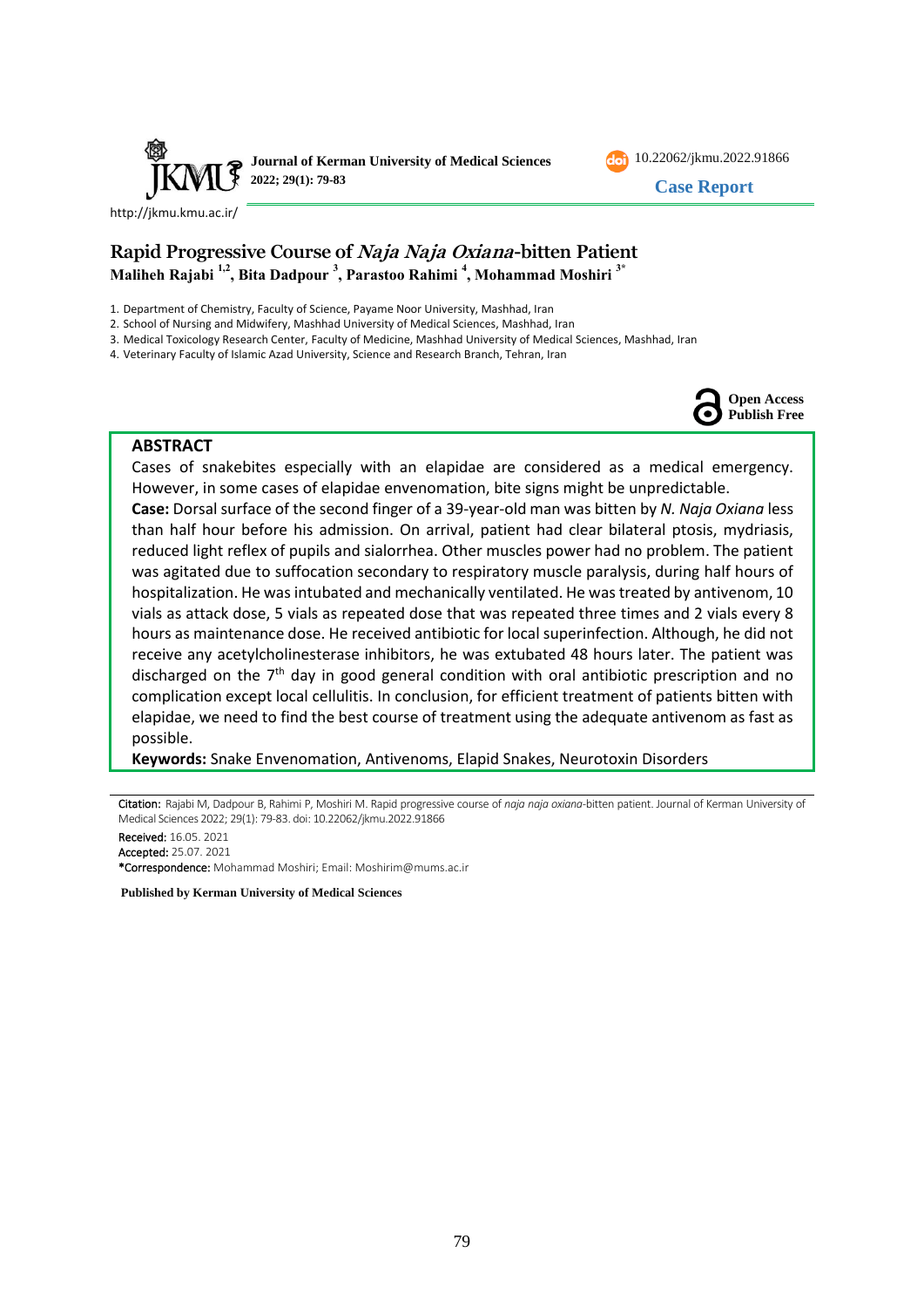Case Report

# Rapid Progressive Course of *Naja Naja Oxiana*-bitten Patient

**Maliheh Rajabi [1,2], Bita Dadpour [3], Parastoo Rahimi [4], Mohammad Moshiri [3*]**

1. Department of Chemistry, Faculty of Science, Payame Noor University, Mashhad, Iran
2. School of Nursing and Midwifery, Mashhad University of Medical Sciences, Mashhad, Iran
3. Medical Toxicology Research Center, Faculty of Medicine, Mashhad University of Medical Sciences, Mashhad, Iran
4. Veterinary Faculty of Islamic Azad University, Science and Research Branch, Tehran, Iran

Open Access
Publish Free

## ABSTRACT

Cases of snakebites especially with an elapidae are considered as a medical emergency. However, in some cases of elapidae envenomation, bite signs might be unpredictable.

**Case:** Dorsal surface of the second finger of a 39-year-old man was bitten by *N. Naja Oxiana* less than half hour before his admission. On arrival, patient had clear bilateral ptosis, mydriasis, reduced light reflex of pupils and sialorrhea. Other muscles power had no problem. The patient was agitated due to suffocation secondary to respiratory muscle paralysis, during half hours of hospitalization. He was intubated and mechanically ventilated. He was treated by antivenom, 10 vials as attack dose, 5 vials as repeated dose that was repeated three times and 2 vials every 8 hours as maintenance dose. He received antibiotic for local superinfection. Although, he did not receive any acetylcholinesterase inhibitors, he was extubated 48 hours later. The patient was discharged on the 7th day in good general condition with oral antibiotic prescription and no complication except local cellulitis. In conclusion, for efficient treatment of patients bitten with elapidae, we need to find the best course of treatment using the adequate antivenom as fast as possible.

**Keywords:** Snake Envenomation, Antivenoms, Elapid Snakes, Neurotoxin Disorders

---

**Citation:** Rajabi M, Dadpour B, Rahimi P, Moshiri M. Rapid progressive course of *naja naja oxiana*-bitten patient. Journal of Kerman University of Medical Sciences 2022; 29(1): 79-83. doi: 10.22062/jkmu.2022.91866

**Received:** 16.05. 2021

**Accepted:** 25.07. 2021

**\*Correspondence:** Mohammad Moshiri; Email: Moshirim@mums.ac.ir

**Published by Kerman University of Medical Sciences**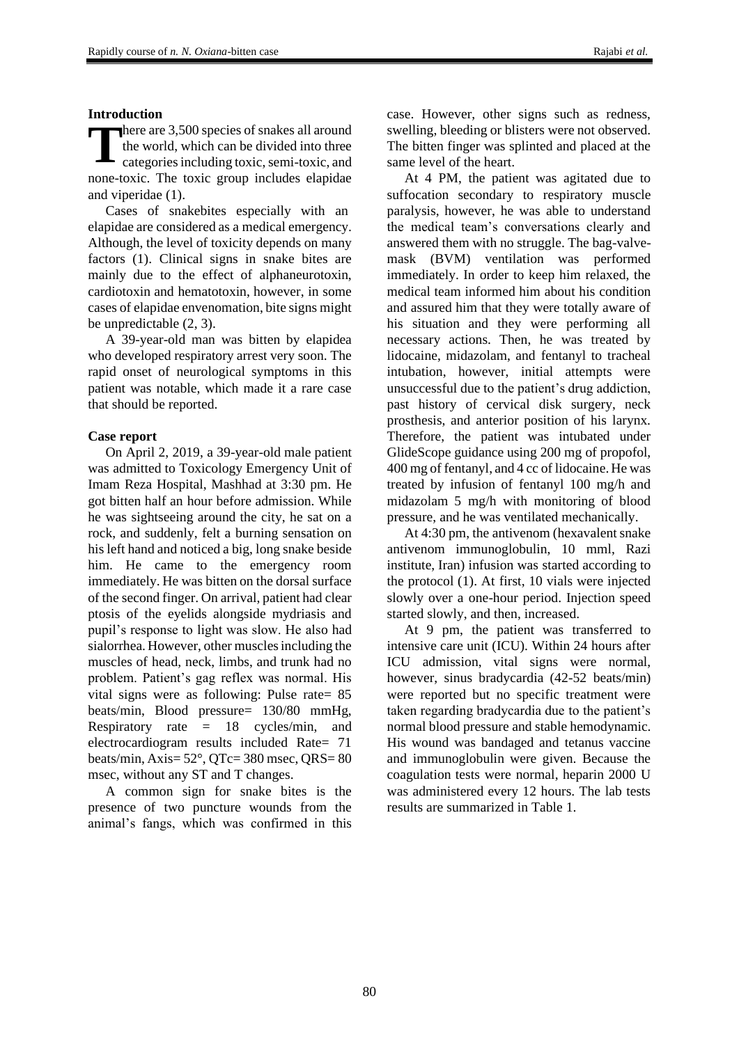## Introduction

There are 3,500 species of snakes all around the world, which can be divided into three categories including toxic, semi-toxic, and none-toxic. The toxic group includes elapidae and viperidae (1).

Cases of snakebites especially with an elapidae are considered as a medical emergency. Although, the level of toxicity depends on many factors (1). Clinical signs in snake bites are mainly due to the effect of alphaneurotoxin, cardiotoxin and hematotoxin, however, in some cases of elapidae envenomation, bite signs might be unpredictable (2, 3).

A 39-year-old man was bitten by elapidea who developed respiratory arrest very soon. The rapid onset of neurological symptoms in this patient was notable, which made it a rare case that should be reported.

## Case report

On April 2, 2019, a 39-year-old male patient was admitted to Toxicology Emergency Unit of Imam Reza Hospital, Mashhad at 3:30 pm. He got bitten half an hour before admission. While he was sightseeing around the city, he sat on a rock, and suddenly, felt a burning sensation on his left hand and noticed a big, long snake beside him. He came to the emergency room immediately. He was bitten on the dorsal surface of the second finger. On arrival, patient had clear ptosis of the eyelids alongside mydriasis and pupil's response to light was slow. He also had sialorrhea. However, other muscles including the muscles of head, neck, limbs, and trunk had no problem. Patient's gag reflex was normal. His vital signs were as following: Pulse rate= 85 beats/min, Blood pressure= 130/80 mmHg, Respiratory rate = 18 cycles/min, and electrocardiogram results included Rate= 71 beats/min, Axis= 52°, QTc= 380 msec, QRS= 80 msec, without any ST and T changes.

A common sign for snake bites is the presence of two puncture wounds from the animal's fangs, which was confirmed in this case. However, other signs such as redness, swelling, bleeding or blisters were not observed. The bitten finger was splinted and placed at the same level of the heart.

At 4 PM, the patient was agitated due to suffocation secondary to respiratory muscle paralysis, however, he was able to understand the medical team's conversations clearly and answered them with no struggle. The bag-valve-mask (BVM) ventilation was performed immediately. In order to keep him relaxed, the medical team informed him about his condition and assured him that they were totally aware of his situation and they were performing all necessary actions. Then, he was treated by lidocaine, midazolam, and fentanyl to tracheal intubation, however, initial attempts were unsuccessful due to the patient's drug addiction, past history of cervical disk surgery, neck prosthesis, and anterior position of his larynx. Therefore, the patient was intubated under GlideScope guidance using 200 mg of propofol, 400 mg of fentanyl, and 4 cc of lidocaine. He was treated by infusion of fentanyl 100 mg/h and midazolam 5 mg/h with monitoring of blood pressure, and he was ventilated mechanically.

At 4:30 pm, the antivenom (hexavalent snake antivenom immunoglobulin, 10 mml, Razi institute, Iran) infusion was started according to the protocol (1). At first, 10 vials were injected slowly over a one-hour period. Injection speed started slowly, and then, increased.

At 9 pm, the patient was transferred to intensive care unit (ICU). Within 24 hours after ICU admission, vital signs were normal, however, sinus bradycardia (42-52 beats/min) were reported but no specific treatment were taken regarding bradycardia due to the patient's normal blood pressure and stable hemodynamic. His wound was bandaged and tetanus vaccine and immunoglobulin were given. Because the coagulation tests were normal, heparin 2000 U was administered every 12 hours. The lab tests results are summarized in Table 1.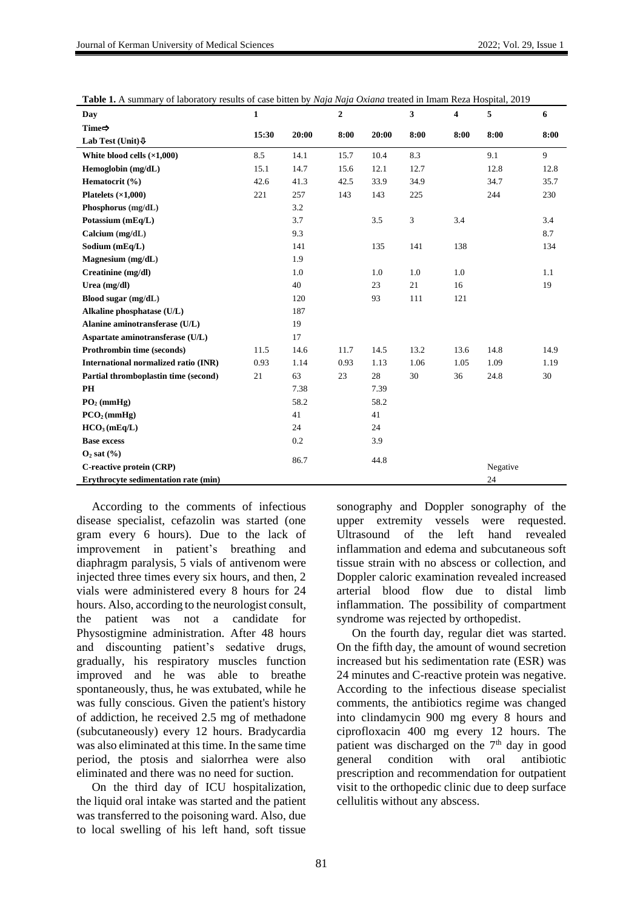**Table 1.** A summary of laboratory results of case bitten by *Naja Naja Oxiana* treated in Imam Reza Hospital, 2019

| Day | 1 | | 2 | | 3 | 4 | 5 | 6 |
|---|---|---|---|---|---|---|---|---|
| Time⇨ Lab Test (Unit)⇩ | 15:30 | 20:00 | 8:00 | 20:00 | 8:00 | 8:00 | 8:00 | 8:00 |
| White blood cells (×1,000) | 8.5 | 14.1 | 15.7 | 10.4 | 8.3 | | 9.1 | 9 |
| Hemoglobin (mg/dL) | 15.1 | 14.7 | 15.6 | 12.1 | 12.7 | | 12.8 | 12.8 |
| Hematocrit (%) | 42.6 | 41.3 | 42.5 | 33.9 | 34.9 | | 34.7 | 35.7 |
| Platelets (×1,000) | 221 | 257 | 143 | 143 | 225 | | 244 | 230 |
| Phosphorus (mg/dL) | | 3.2 | | | | | | |
| Potassium (mEq/L) | | 3.7 | | 3.5 | 3 | 3.4 | | 3.4 |
| Calcium (mg/dL) | | 9.3 | | | | | | 8.7 |
| Sodium (mEq/L) | | 141 | | 135 | 141 | 138 | | 134 |
| Magnesium (mg/dL) | | 1.9 | | | | | | |
| Creatinine (mg/dl) | | 1.0 | | 1.0 | 1.0 | 1.0 | | 1.1 |
| Urea (mg/dl) | | 40 | | 23 | 21 | 16 | | 19 |
| Blood sugar (mg/dL) | | 120 | | 93 | 111 | 121 | | |
| Alkaline phosphatase (U/L) | | 187 | | | | | | |
| Alanine aminotransferase (U/L) | | 19 | | | | | | |
| Aspartate aminotransferase (U/L) | | 17 | | | | | | |
| Prothrombin time (seconds) | 11.5 | 14.6 | 11.7 | 14.5 | 13.2 | 13.6 | 14.8 | 14.9 |
| International normalized ratio (INR) | 0.93 | 1.14 | 0.93 | 1.13 | 1.06 | 1.05 | 1.09 | 1.19 |
| Partial thromboplastin time (second) | 21 | 63 | 23 | 28 | 30 | 36 | 24.8 | 30 |
| PH | | 7.38 | | 7.39 | | | | |
| $PO_2$ (mmHg) | | 58.2 | | 58.2 | | | | |
| $PCO_2$ (mmHg) | | 41 | | 41 | | | | |
| $HCO_3$ (mEq/L) | | 24 | | 24 | | | | |
| Base excess | | 0.2 | | 3.9 | | | | |
| $O_2$ sat (%) | | 86.7 | | 44.8 | | | | |
| C-reactive protein (CRP) | | | | | | | Negative | |
| Erythrocyte sedimentation rate (min) | | | | | | | 24 | |

According to the comments of infectious disease specialist, cefazolin was started (one gram every 6 hours). Due to the lack of improvement in patient's breathing and diaphragm paralysis, 5 vials of antivenom were injected three times every six hours, and then, 2 vials were administered every 8 hours for 24 hours. Also, according to the neurologist consult, the patient was not a candidate for Physostigmine administration. After 48 hours and discounting patient's sedative drugs, gradually, his respiratory muscles function improved and he was able to breathe spontaneously, thus, he was extubated, while he was fully conscious. Given the patient's history of addiction, he received 2.5 mg of methadone (subcutaneously) every 12 hours. Bradycardia was also eliminated at this time. In the same time period, the ptosis and sialorrhea were also eliminated and there was no need for suction.

On the third day of ICU hospitalization, the liquid oral intake was started and the patient was transferred to the poisoning ward. Also, due to local swelling of his left hand, soft tissue sonography and Doppler sonography of the upper extremity vessels were requested. Ultrasound of the left hand revealed inflammation and edema and subcutaneous soft tissue strain with no abscess or collection, and Doppler caloric examination revealed increased arterial blood flow due to distal limb inflammation. The possibility of compartment syndrome was rejected by orthopedist.

On the fourth day, regular diet was started. On the fifth day, the amount of wound secretion increased but his sedimentation rate (ESR) was 24 minutes and C-reactive protein was negative. According to the infectious disease specialist comments, the antibiotics regime was changed into clindamycin 900 mg every 8 hours and ciprofloxacin 400 mg every 12 hours. The patient was discharged on the 7th day in good general condition with oral antibiotic prescription and recommendation for outpatient visit to the orthopedic clinic due to deep surface cellulitis without any abscess.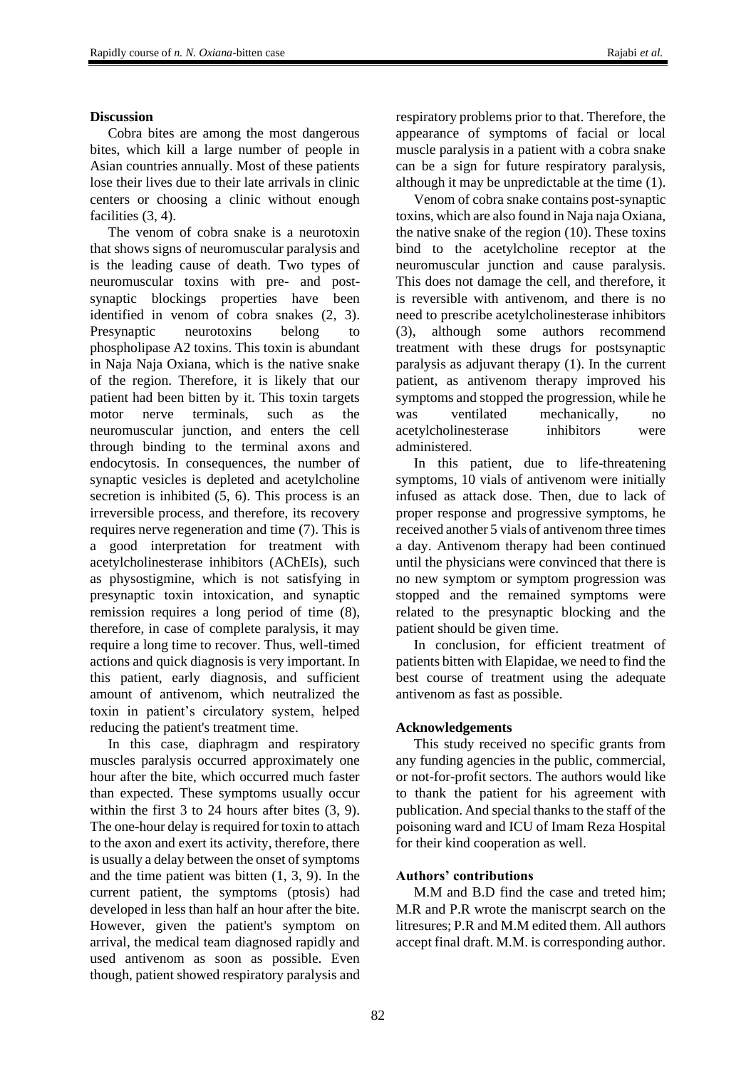## Discussion

Cobra bites are among the most dangerous bites, which kill a large number of people in Asian countries annually. Most of these patients lose their lives due to their late arrivals in clinic centers or choosing a clinic without enough facilities (3, 4).

The venom of cobra snake is a neurotoxin that shows signs of neuromuscular paralysis and is the leading cause of death. Two types of neuromuscular toxins with pre- and post-synaptic blockings properties have been identified in venom of cobra snakes (2, 3). Presynaptic neurotoxins belong to phospholipase A2 toxins. This toxin is abundant in Naja Naja Oxiana, which is the native snake of the region. Therefore, it is likely that our patient had been bitten by it. This toxin targets motor nerve terminals, such as the neuromuscular junction, and enters the cell through binding to the terminal axons and endocytosis. In consequences, the number of synaptic vesicles is depleted and acetylcholine secretion is inhibited (5, 6). This process is an irreversible process, and therefore, its recovery requires nerve regeneration and time (7). This is a good interpretation for treatment with acetylcholinesterase inhibitors (AChEIs), such as physostigmine, which is not satisfying in presynaptic toxin intoxication, and synaptic remission requires a long period of time (8), therefore, in case of complete paralysis, it may require a long time to recover. Thus, well-timed actions and quick diagnosis is very important. In this patient, early diagnosis, and sufficient amount of antivenom, which neutralized the toxin in patient's circulatory system, helped reducing the patient's treatment time.

In this case, diaphragm and respiratory muscles paralysis occurred approximately one hour after the bite, which occurred much faster than expected. These symptoms usually occur within the first 3 to 24 hours after bites (3, 9). The one-hour delay is required for toxin to attach to the axon and exert its activity, therefore, there is usually a delay between the onset of symptoms and the time patient was bitten (1, 3, 9). In the current patient, the symptoms (ptosis) had developed in less than half an hour after the bite. However, given the patient's symptom on arrival, the medical team diagnosed rapidly and used antivenom as soon as possible. Even though, patient showed respiratory paralysis and respiratory problems prior to that. Therefore, the appearance of symptoms of facial or local muscle paralysis in a patient with a cobra snake can be a sign for future respiratory paralysis, although it may be unpredictable at the time (1).

Venom of cobra snake contains post-synaptic toxins, which are also found in Naja naja Oxiana, the native snake of the region (10). These toxins bind to the acetylcholine receptor at the neuromuscular junction and cause paralysis. This does not damage the cell, and therefore, it is reversible with antivenom, and there is no need to prescribe acetylcholinesterase inhibitors (3), although some authors recommend treatment with these drugs for postsynaptic paralysis as adjuvant therapy (1). In the current patient, as antivenom therapy improved his symptoms and stopped the progression, while he was ventilated mechanically, no acetylcholinesterase inhibitors were administered.

In this patient, due to life-threatening symptoms, 10 vials of antivenom were initially infused as attack dose. Then, due to lack of proper response and progressive symptoms, he received another 5 vials of antivenom three times a day. Antivenom therapy had been continued until the physicians were convinced that there is no new symptom or symptom progression was stopped and the remained symptoms were related to the presynaptic blocking and the patient should be given time.

In conclusion, for efficient treatment of patients bitten with Elapidae, we need to find the best course of treatment using the adequate antivenom as fast as possible.

## Acknowledgements

This study received no specific grants from any funding agencies in the public, commercial, or not-for-profit sectors. The authors would like to thank the patient for his agreement with publication. And special thanks to the staff of the poisoning ward and ICU of Imam Reza Hospital for their kind cooperation as well.

## Authors' contributions

M.M and B.D find the case and treted him; M.R and P.R wrote the maniscrpt search on the litresures; P.R and M.M edited them. All authors accept final draft. M.M. is corresponding author.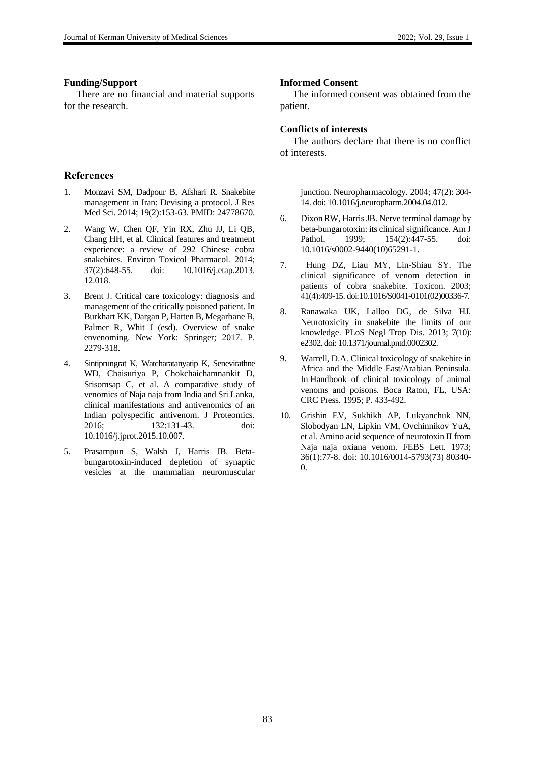**Funding/Support**

There are no financial and material supports for the research.

**Informed Consent**

The informed consent was obtained from the patient.

**Conflicts of interests**

The authors declare that there is no conflict of interests.

## References

1. Monzavi SM, Dadpour B, Afshari R. Snakebite management in Iran: Devising a protocol. J Res Med Sci. 2014; 19(2):153-63. PMID: 24778670.
2. Wang W, Chen QF, Yin RX, Zhu JJ, Li QB, Chang HH, et al. Clinical features and treatment experience: a review of 292 Chinese cobra snakebites. Environ Toxicol Pharmacol. 2014; 37(2):648-55. doi: 10.1016/j.etap.2013. 12.018.
3. Brent J. Critical care toxicology: diagnosis and management of the critically poisoned patient. In Burkhart KK, Dargan P, Hatten B, Megarbane B, Palmer R, Whit J (esd). Overview of snake envenoming. New York: Springer; 2017. P. 2279-318.
4. Sintiprungrat K, Watcharatanyatip K, Senevirathne WD, Chaisuriya P, Chokchaichamnankit D, Srisomsap C, et al. A comparative study of venomics of Naja naja from India and Sri Lanka, clinical manifestations and antivenomics of an Indian polyspecific antivenom. J Proteomics. 2016; 132:131-43. doi: 10.1016/j.jprot.2015.10.007.
5. Prasarnpun S, Walsh J, Harris JB. Beta-bungarotoxin-induced depletion of synaptic vesicles at the mammalian neuromuscular junction. Neuropharmacology. 2004; 47(2): 304-14. doi: 10.1016/j.neuropharm.2004.04.012.
6. Dixon RW, Harris JB. Nerve terminal damage by beta-bungarotoxin: its clinical significance. Am J Pathol. 1999; 154(2):447-55. doi: 10.1016/s0002-9440(10)65291-1.
7. Hung DZ, Liau MY, Lin-Shiau SY. The clinical significance of venom detection in patients of cobra snakebite. Toxicon. 2003; 41(4):409-15. doi:10.1016/S0041-0101(02)00336-7.
8. Ranawaka UK, Lalloo DG, de Silva HJ. Neurotoxicity in snakebite the limits of our knowledge. PLoS Negl Trop Dis. 2013; 7(10): e2302. doi: 10.1371/journal.pntd.0002302.
9. Warrell, D.A. Clinical toxicology of snakebite in Africa and the Middle East/Arabian Peninsula. In Handbook of clinical toxicology of animal venoms and poisons. Boca Raton, FL, USA: CRC Press. 1995; P. 433-492.
10. Grishin EV, Sukhikh AP, Lukyanchuk NN, Slobodyan LN, Lipkin VM, Ovchinnikov YuA, et al. Amino acid sequence of neurotoxin II from Naja naja oxiana venom. FEBS Lett. 1973; 36(1):77-8. doi: 10.1016/0014-5793(73) 80340-0.